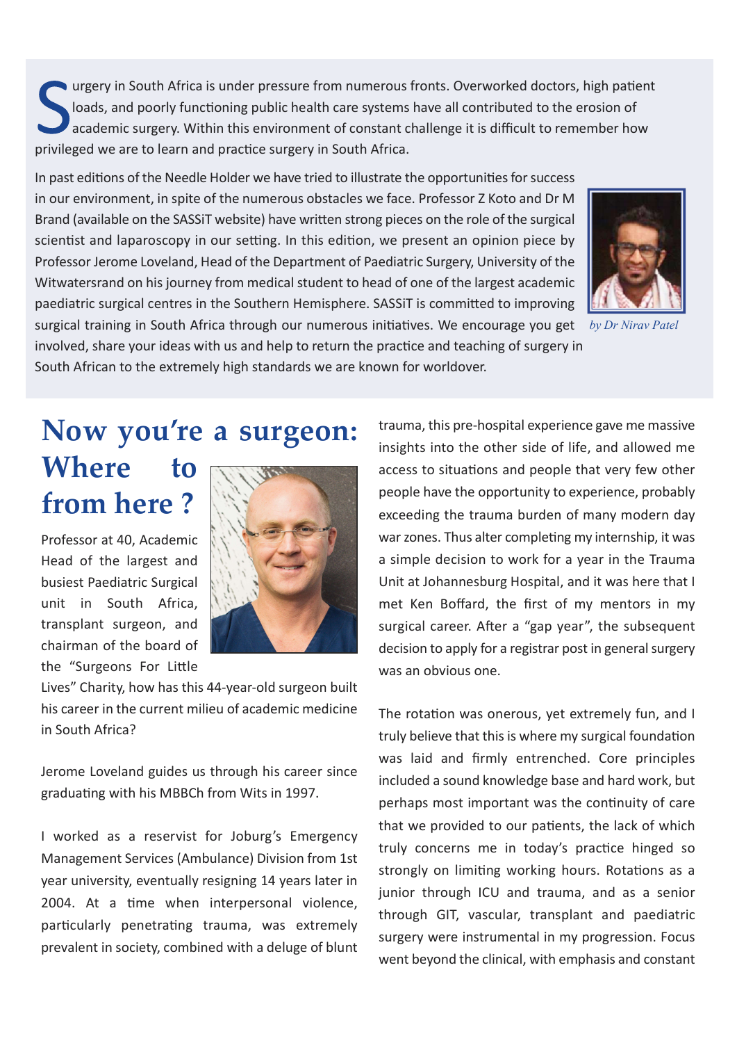Surgery in South Africa is under pressure from numerous fronts. Overworked doctors, high patient loads, and poorly functioning public health care systems have all contributed to the erosion of academic surgery. Within this environment of constant challenge it is difficult to remember how privileged we are to learn and practice surgery in South Africa.

In past editions of the Needle Holder we have tried to illustrate the opportunities for success in our environment, in spite of the numerous obstacles we face. Professor Z Koto and Dr M Brand (available on the SASSiT website) have written strong pieces on the role of the surgical scientist and laparoscopy in our setting. In this edition, we present an opinion piece by Professor Jerome Loveland, Head of the Department of Paediatric Surgery, University of the Witwatersrand on his journey from medical student to head of one of the largest academic paediatric surgical centres in the Southern Hemisphere. SASSiT is committed to improving surgical training in South Africa through our numerous initiatives. We encourage you get involved, share your ideas with us and help to return the practice and teaching of surgery in South African to the extremely high standards we are known for worldover.

*by Dr Nirav Patel*

# Now you're a surgeon: Where to from here ?

Professor at 40, Academic Head of the largest and busiest Paediatric Surgical unit in South Africa, transplant surgeon, and chairman of the board of the "Surgeons For Little Lives" Charity, how has this 44-year-old surgeon built his career in the current milieu of academic medicine in South Africa?

Jerome Loveland guides us through his career since graduating with his MBBCh from Wits in 1997.

I worked as a reservist for Joburg's Emergency Management Services (Ambulance) Division from 1st year university, eventually resigning 14 years later in 2004. At a time when interpersonal violence, particularly penetrating trauma, was extremely prevalent in society, combined with a deluge of blunt trauma, this pre-hospital experience gave me massive insights into the other side of life, and allowed me access to situations and people that very few other people have the opportunity to experience, probably exceeding the trauma burden of many modern day war zones. Thus alter completing my internship, it was a simple decision to work for a year in the Trauma Unit at Johannesburg Hospital, and it was here that I met Ken Boffard, the first of my mentors in my surgical career. After a "gap year", the subsequent decision to apply for a registrar post in general surgery was an obvious one.

The rotation was onerous, yet extremely fun, and I truly believe that this is where my surgical foundation was laid and firmly entrenched. Core principles included a sound knowledge base and hard work, but perhaps most important was the continuity of care that we provided to our patients, the lack of which truly concerns me in today's practice hinged so strongly on limiting working hours. Rotations as a junior through ICU and trauma, and as a senior through GIT, vascular, transplant and paediatric surgery were instrumental in my progression. Focus went beyond the clinical, with emphasis and constant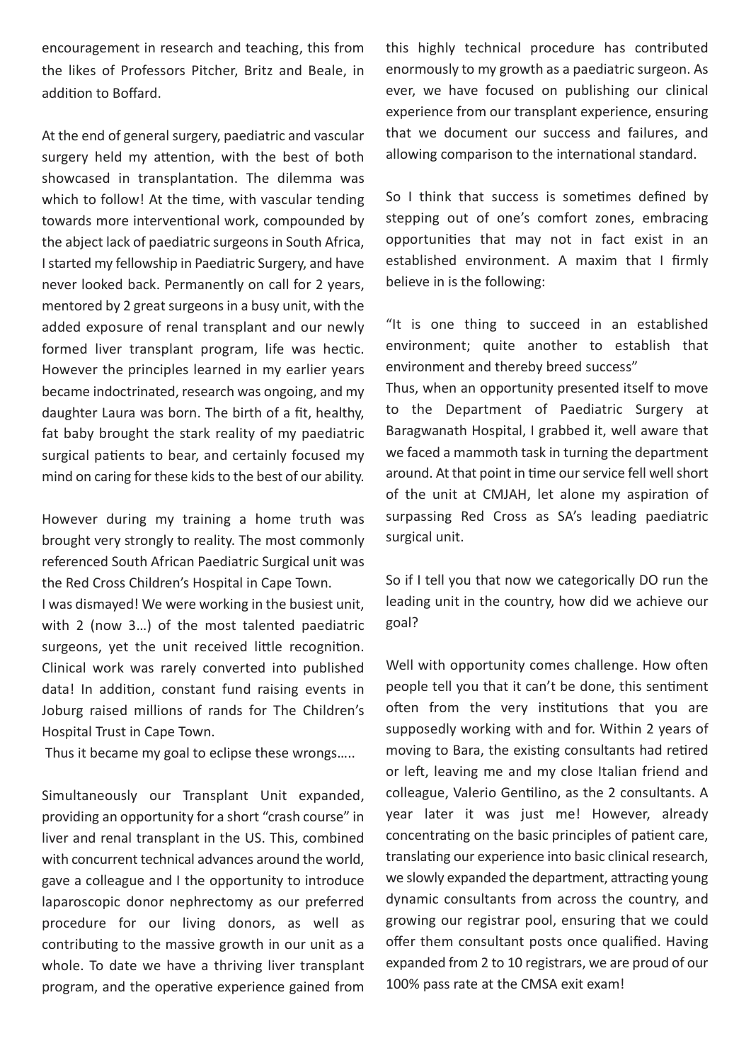encouragement in research and teaching, this from the likes of Professors Pitcher, Britz and Beale, in addition to Boffard.

At the end of general surgery, paediatric and vascular surgery held my attention, with the best of both showcased in transplantation. The dilemma was which to follow! At the time, with vascular tending towards more interventional work, compounded by the abject lack of paediatric surgeons in South Africa, I started my fellowship in Paediatric Surgery, and have never looked back. Permanently on call for 2 years, mentored by 2 great surgeons in a busy unit, with the added exposure of renal transplant and our newly formed liver transplant program, life was hectic. However the principles learned in my earlier years became indoctrinated, research was ongoing, and my daughter Laura was born. The birth of a fit, healthy, fat baby brought the stark reality of my paediatric surgical patients to bear, and certainly focused my mind on caring for these kids to the best of our ability.

However during my training a home truth was brought very strongly to reality. The most commonly referenced South African Paediatric Surgical unit was the Red Cross Children's Hospital in Cape Town.
I was dismayed! We were working in the busiest unit, with 2 (now 3…) of the most talented paediatric surgeons, yet the unit received little recognition. Clinical work was rarely converted into published data! In addition, constant fund raising events in Joburg raised millions of rands for The Children's Hospital Trust in Cape Town.
Thus it became my goal to eclipse these wrongs…..

Simultaneously our Transplant Unit expanded, providing an opportunity for a short "crash course" in liver and renal transplant in the US. This, combined with concurrent technical advances around the world, gave a colleague and I the opportunity to introduce laparoscopic donor nephrectomy as our preferred procedure for our living donors, as well as contributing to the massive growth in our unit as a whole. To date we have a thriving liver transplant program, and the operative experience gained from this highly technical procedure has contributed enormously to my growth as a paediatric surgeon. As ever, we have focused on publishing our clinical experience from our transplant experience, ensuring that we document our success and failures, and allowing comparison to the international standard.

So I think that success is sometimes defined by stepping out of one's comfort zones, embracing opportunities that may not in fact exist in an established environment. A maxim that I firmly believe in is the following:

"It is one thing to succeed in an established environment; quite another to establish that environment and thereby breed success"
Thus, when an opportunity presented itself to move to the Department of Paediatric Surgery at Baragwanath Hospital, I grabbed it, well aware that we faced a mammoth task in turning the department around. At that point in time our service fell well short of the unit at CMJAH, let alone my aspiration of surpassing Red Cross as SA's leading paediatric surgical unit.

So if I tell you that now we categorically DO run the leading unit in the country, how did we achieve our goal?

Well with opportunity comes challenge. How often people tell you that it can't be done, this sentiment often from the very institutions that you are supposedly working with and for. Within 2 years of moving to Bara, the existing consultants had retired or left, leaving me and my close Italian friend and colleague, Valerio Gentilino, as the 2 consultants. A year later it was just me! However, already concentrating on the basic principles of patient care, translating our experience into basic clinical research, we slowly expanded the department, attracting young dynamic consultants from across the country, and growing our registrar pool, ensuring that we could offer them consultant posts once qualified. Having expanded from 2 to 10 registrars, we are proud of our 100% pass rate at the CMSA exit exam!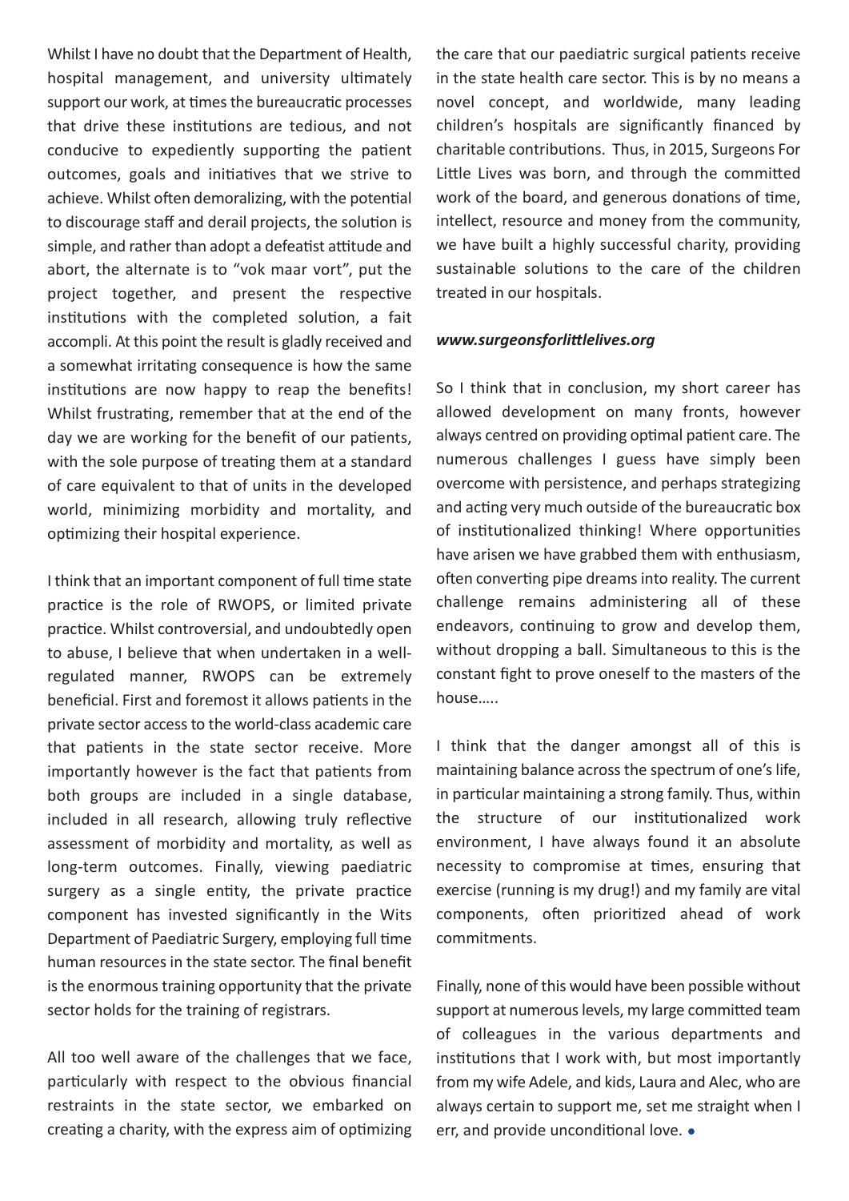Whilst I have no doubt that the Department of Health, hospital management, and university ultimately support our work, at times the bureaucratic processes that drive these institutions are tedious, and not conducive to expediently supporting the patient outcomes, goals and initiatives that we strive to achieve. Whilst often demoralizing, with the potential to discourage staff and derail projects, the solution is simple, and rather than adopt a defeatist attitude and abort, the alternate is to "vok maar vort", put the project together, and present the respective institutions with the completed solution, a fait accompli. At this point the result is gladly received and a somewhat irritating consequence is how the same institutions are now happy to reap the benefits! Whilst frustrating, remember that at the end of the day we are working for the benefit of our patients, with the sole purpose of treating them at a standard of care equivalent to that of units in the developed world, minimizing morbidity and mortality, and optimizing their hospital experience.

I think that an important component of full time state practice is the role of RWOPS, or limited private practice. Whilst controversial, and undoubtedly open to abuse, I believe that when undertaken in a well-regulated manner, RWOPS can be extremely beneficial. First and foremost it allows patients in the private sector access to the world-class academic care that patients in the state sector receive. More importantly however is the fact that patients from both groups are included in a single database, included in all research, allowing truly reflective assessment of morbidity and mortality, as well as long-term outcomes. Finally, viewing paediatric surgery as a single entity, the private practice component has invested significantly in the Wits Department of Paediatric Surgery, employing full time human resources in the state sector. The final benefit is the enormous training opportunity that the private sector holds for the training of registrars.

All too well aware of the challenges that we face, particularly with respect to the obvious financial restraints in the state sector, we embarked on creating a charity, with the express aim of optimizing the care that our paediatric surgical patients receive in the state health care sector. This is by no means a novel concept, and worldwide, many leading children's hospitals are significantly financed by charitable contributions. Thus, in 2015, Surgeons For Little Lives was born, and through the committed work of the board, and generous donations of time, intellect, resource and money from the community, we have built a highly successful charity, providing sustainable solutions to the care of the children treated in our hospitals.

***www.surgeonsforlittlelives.org***

So I think that in conclusion, my short career has allowed development on many fronts, however always centred on providing optimal patient care. The numerous challenges I guess have simply been overcome with persistence, and perhaps strategizing and acting very much outside of the bureaucratic box of institutionalized thinking! Where opportunities have arisen we have grabbed them with enthusiasm, often converting pipe dreams into reality. The current challenge remains administering all of these endeavors, continuing to grow and develop them, without dropping a ball. Simultaneous to this is the constant fight to prove oneself to the masters of the house…..

I think that the danger amongst all of this is maintaining balance across the spectrum of one's life, in particular maintaining a strong family. Thus, within the structure of our institutionalized work environment, I have always found it an absolute necessity to compromise at times, ensuring that exercise (running is my drug!) and my family are vital components, often prioritized ahead of work commitments.

Finally, none of this would have been possible without support at numerous levels, my large committed team of colleagues in the various departments and institutions that I work with, but most importantly from my wife Adele, and kids, Laura and Alec, who are always certain to support me, set me straight when I err, and provide unconditional love. •